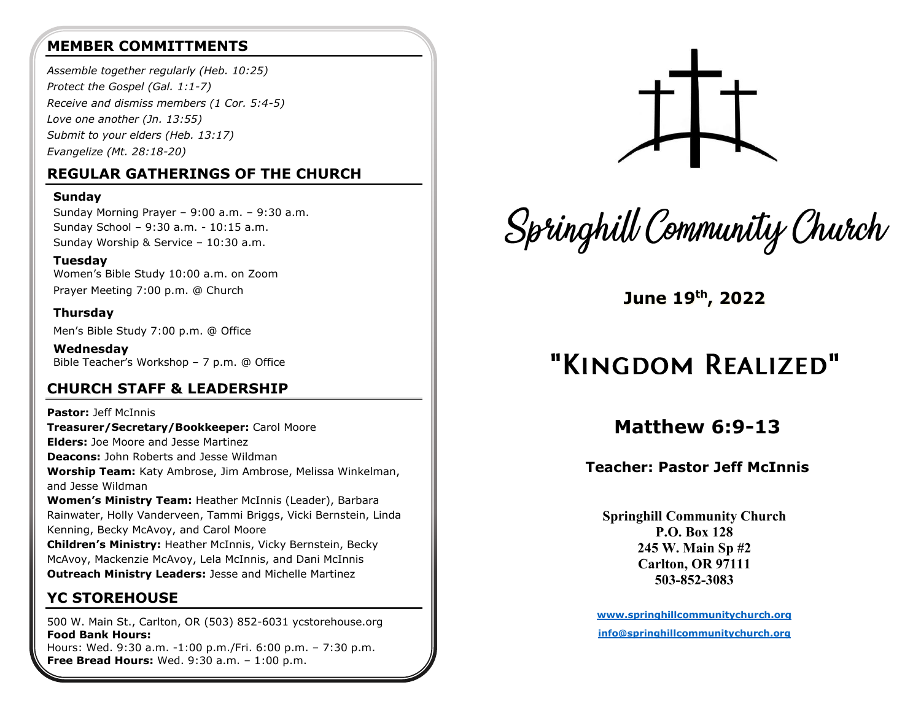## MEMBER COMMITTMENTS

*Assemble together regularly (Heb. 10:25)*
*Protect the Gospel (Gal. 1:1-7)*
*Receive and dismiss members (1 Cor. 5:4-5)*
*Love one another (Jn. 13:55)*
*Submit to your elders (Heb. 13:17)*
*Evangelize (Mt. 28:18-20)*

## REGULAR GATHERINGS OF THE CHURCH

**Sunday**
Sunday Morning Prayer – 9:00 a.m. – 9:30 a.m.
Sunday School – 9:30 a.m. - 10:15 a.m.
Sunday Worship & Service – 10:30 a.m.

**Tuesday**
Women's Bible Study 10:00 a.m. on Zoom
Prayer Meeting 7:00 p.m. @ Church

**Thursday**
Men's Bible Study 7:00 p.m. @ Office

**Wednesday**
Bible Teacher's Workshop – 7 p.m. @ Office

## CHURCH STAFF & LEADERSHIP

**Pastor:** Jeff McInnis
**Treasurer/Secretary/Bookkeeper:** Carol Moore
**Elders:** Joe Moore and Jesse Martinez
**Deacons:** John Roberts and Jesse Wildman
**Worship Team:** Katy Ambrose, Jim Ambrose, Melissa Winkelman, and Jesse Wildman
**Women's Ministry Team:** Heather McInnis (Leader), Barbara Rainwater, Holly Vanderveen, Tammi Briggs, Vicki Bernstein, Linda Kenning, Becky McAvoy, and Carol Moore
**Children's Ministry:** Heather McInnis, Vicky Bernstein, Becky McAvoy, Mackenzie McAvoy, Lela McInnis, and Dani McInnis
**Outreach Ministry Leaders:** Jesse and Michelle Martinez

## YC STOREHOUSE

500 W. Main St., Carlton, OR (503) 852-6031 ycstorehouse.org
**Food Bank Hours:**
Hours: Wed. 9:30 a.m. -1:00 p.m./Fri. 6:00 p.m. – 7:30 p.m.
**Free Bread Hours:** Wed. 9:30 a.m. – 1:00 p.m.

# Springhill Community Church

**June 19th, 2022**

# "Kingdom Realized"

## Matthew 6:9-13

**Teacher: Pastor Jeff McInnis**

**Springhill Community Church**
**P.O. Box 128**
**245 W. Main Sp #2**
**Carlton, OR 97111**
**503-852-3083**

**www.springhillcommunitychurch.org**
**info@springhillcommunitychurch.org**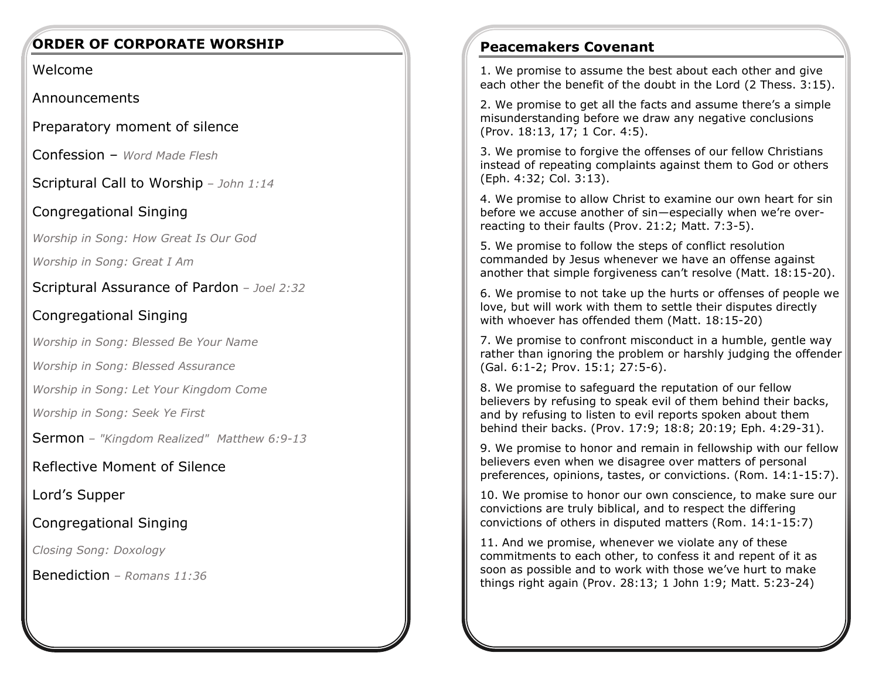## ORDER OF CORPORATE WORSHIP

Welcome

Announcements

Preparatory moment of silence

Confession – *Word Made Flesh*

Scriptural Call to Worship – *John 1:14*

Congregational Singing

*Worship in Song: How Great Is Our God*

*Worship in Song: Great I Am*

Scriptural Assurance of Pardon – *Joel 2:32*

Congregational Singing

*Worship in Song: Blessed Be Your Name*

*Worship in Song: Blessed Assurance*

*Worship in Song: Let Your Kingdom Come*

*Worship in Song: Seek Ye First*

Sermon – *"Kingdom Realized" Matthew 6:9-13*

Reflective Moment of Silence

Lord's Supper

Congregational Singing

*Closing Song: Doxology*

Benediction – *Romans 11:36*

## Peacemakers Covenant

1. We promise to assume the best about each other and give each other the benefit of the doubt in the Lord (2 Thess. 3:15).

2. We promise to get all the facts and assume there's a simple misunderstanding before we draw any negative conclusions (Prov. 18:13, 17; 1 Cor. 4:5).

3. We promise to forgive the offenses of our fellow Christians instead of repeating complaints against them to God or others (Eph. 4:32; Col. 3:13).

4. We promise to allow Christ to examine our own heart for sin before we accuse another of sin—especially when we're over-reacting to their faults (Prov. 21:2; Matt. 7:3-5).

5. We promise to follow the steps of conflict resolution commanded by Jesus whenever we have an offense against another that simple forgiveness can't resolve (Matt. 18:15-20).

6. We promise to not take up the hurts or offenses of people we love, but will work with them to settle their disputes directly with whoever has offended them (Matt. 18:15-20)

7. We promise to confront misconduct in a humble, gentle way rather than ignoring the problem or harshly judging the offender (Gal. 6:1-2; Prov. 15:1; 27:5-6).

8. We promise to safeguard the reputation of our fellow believers by refusing to speak evil of them behind their backs, and by refusing to listen to evil reports spoken about them behind their backs. (Prov. 17:9; 18:8; 20:19; Eph. 4:29-31).

9. We promise to honor and remain in fellowship with our fellow believers even when we disagree over matters of personal preferences, opinions, tastes, or convictions. (Rom. 14:1-15:7).

10. We promise to honor our own conscience, to make sure our convictions are truly biblical, and to respect the differing convictions of others in disputed matters (Rom. 14:1-15:7)

11. And we promise, whenever we violate any of these commitments to each other, to confess it and repent of it as soon as possible and to work with those we've hurt to make things right again (Prov. 28:13; 1 John 1:9; Matt. 5:23-24)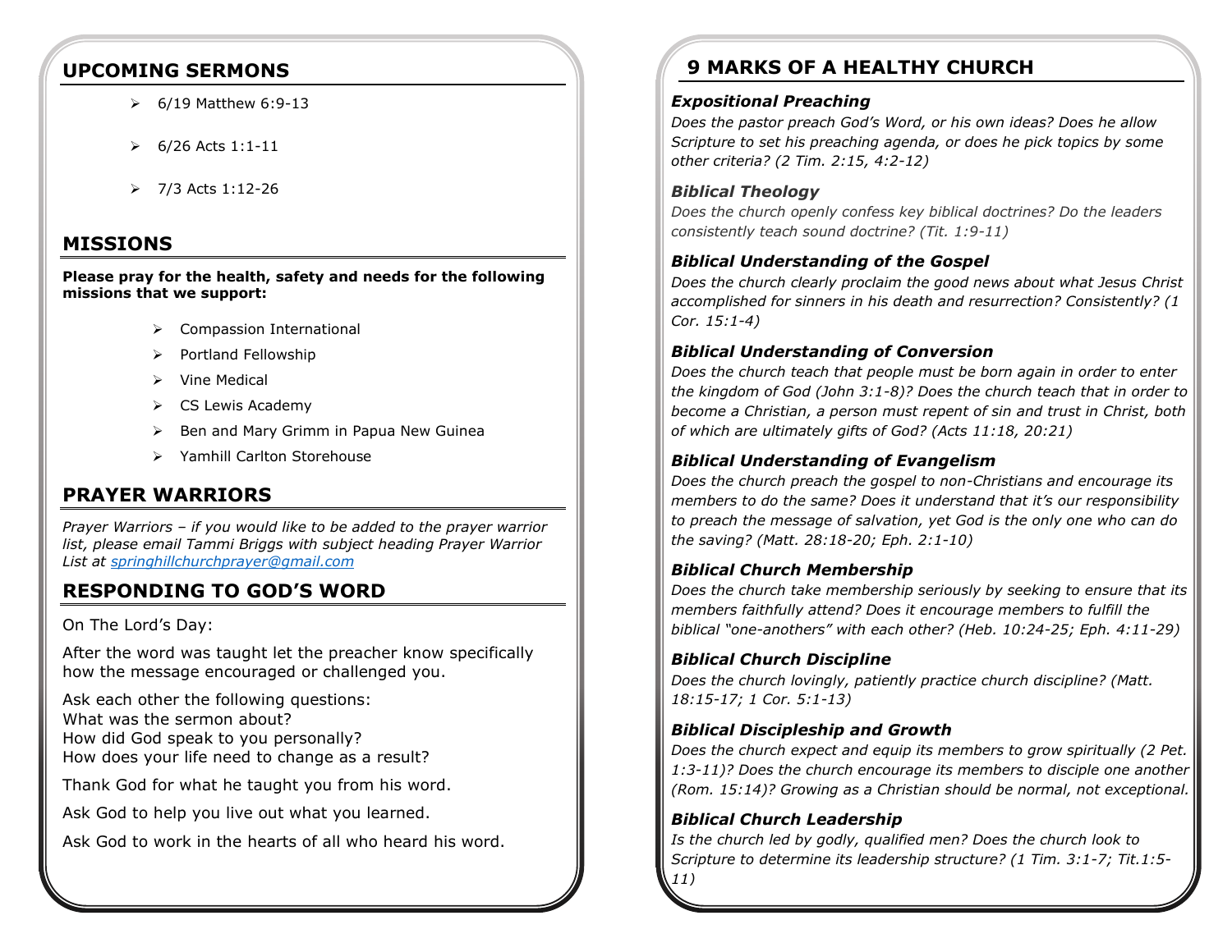## UPCOMING SERMONS

- 6/19 Matthew 6:9-13
- 6/26 Acts 1:1-11
- 7/3 Acts 1:12-26

## MISSIONS

**Please pray for the health, safety and needs for the following missions that we support:**

- Compassion International
- Portland Fellowship
- Vine Medical
- CS Lewis Academy
- Ben and Mary Grimm in Papua New Guinea
- Yamhill Carlton Storehouse

## PRAYER WARRIORS

*Prayer Warriors – if you would like to be added to the prayer warrior list, please email Tammi Briggs with subject heading Prayer Warrior List at springhillchurchprayer@gmail.com*

## RESPONDING TO GOD'S WORD

On The Lord's Day:

After the word was taught let the preacher know specifically how the message encouraged or challenged you.

Ask each other the following questions:
What was the sermon about?
How did God speak to you personally?
How does your life need to change as a result?

Thank God for what he taught you from his word.

Ask God to help you live out what you learned.

Ask God to work in the hearts of all who heard his word.

## 9 MARKS OF A HEALTHY CHURCH

### *Expositional Preaching*

*Does the pastor preach God's Word, or his own ideas? Does he allow Scripture to set his preaching agenda, or does he pick topics by some other criteria? (2 Tim. 2:15, 4:2-12)*

### *Biblical Theology*

*Does the church openly confess key biblical doctrines? Do the leaders consistently teach sound doctrine? (Tit. 1:9-11)*

### *Biblical Understanding of the Gospel*

*Does the church clearly proclaim the good news about what Jesus Christ accomplished for sinners in his death and resurrection? Consistently? (1 Cor. 15:1-4)*

### *Biblical Understanding of Conversion*

*Does the church teach that people must be born again in order to enter the kingdom of God (John 3:1-8)? Does the church teach that in order to become a Christian, a person must repent of sin and trust in Christ, both of which are ultimately gifts of God? (Acts 11:18, 20:21)*

### *Biblical Understanding of Evangelism*

*Does the church preach the gospel to non-Christians and encourage its members to do the same? Does it understand that it's our responsibility to preach the message of salvation, yet God is the only one who can do the saving? (Matt. 28:18-20; Eph. 2:1-10)*

### *Biblical Church Membership*

*Does the church take membership seriously by seeking to ensure that its members faithfully attend? Does it encourage members to fulfill the biblical "one-anothers" with each other? (Heb. 10:24-25; Eph. 4:11-29)*

### *Biblical Church Discipline*

*Does the church lovingly, patiently practice church discipline? (Matt. 18:15-17; 1 Cor. 5:1-13)*

### *Biblical Discipleship and Growth*

*Does the church expect and equip its members to grow spiritually (2 Pet. 1:3-11)? Does the church encourage its members to disciple one another (Rom. 15:14)? Growing as a Christian should be normal, not exceptional.*

### *Biblical Church Leadership*

*Is the church led by godly, qualified men? Does the church look to Scripture to determine its leadership structure? (1 Tim. 3:1-7; Tit.1:5-11)*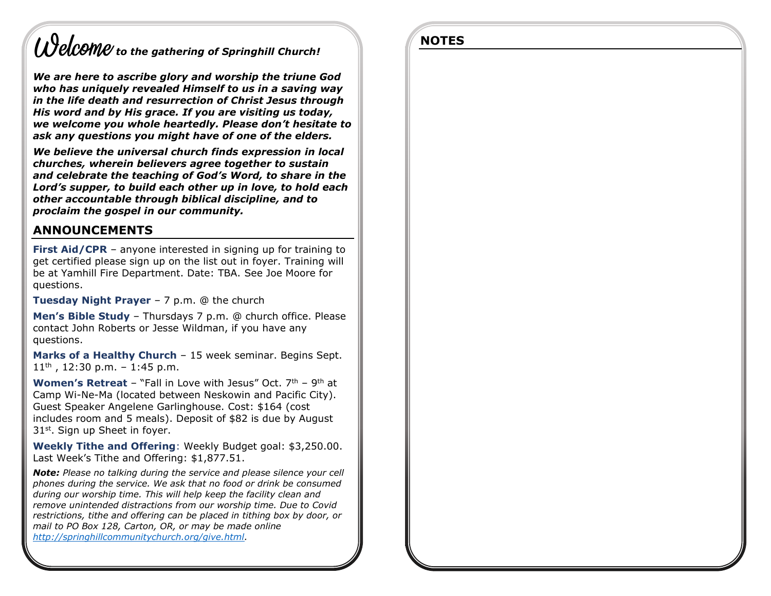# *Welcome to the gathering of Springhill Church!*

***We are here to ascribe glory and worship the triune God who has uniquely revealed Himself to us in a saving way in the life death and resurrection of Christ Jesus through His word and by His grace. If you are visiting us today, we welcome you whole heartedly. Please don't hesitate to ask any questions you might have of one of the elders.***

***We believe the universal church finds expression in local churches, wherein believers agree together to sustain and celebrate the teaching of God's Word, to share in the Lord's supper, to build each other up in love, to hold each other accountable through biblical discipline, and to proclaim the gospel in our community.***

## ANNOUNCEMENTS

**First Aid/CPR** – anyone interested in signing up for training to get certified please sign up on the list out in foyer. Training will be at Yamhill Fire Department. Date: TBA. See Joe Moore for questions.

**Tuesday Night Prayer** – 7 p.m. @ the church

**Men's Bible Study** – Thursdays 7 p.m. @ church office. Please contact John Roberts or Jesse Wildman, if you have any questions.

**Marks of a Healthy Church** – 15 week seminar. Begins Sept. 11th , 12:30 p.m. – 1:45 p.m.

**Women's Retreat** – "Fall in Love with Jesus" Oct. 7th – 9th at Camp Wi-Ne-Ma (located between Neskowin and Pacific City). Guest Speaker Angelene Garlinghouse. Cost: $164 (cost includes room and 5 meals). Deposit of $82 is due by August 31st. Sign up Sheet in foyer.

**Weekly Tithe and Offering**: Weekly Budget goal: $3,250.00. Last Week's Tithe and Offering: $1,877.51.

***Note:*** *Please no talking during the service and please silence your cell phones during the service. We ask that no food or drink be consumed during our worship time. This will help keep the facility clean and remove unintended distractions from our worship time. Due to Covid restrictions, tithe and offering can be placed in tithing box by door, or mail to PO Box 128, Carton, OR, or may be made online [http://springhillcommunitychurch.org/give.html](http://springhillcommunitychurch.org/give.html).*

## NOTES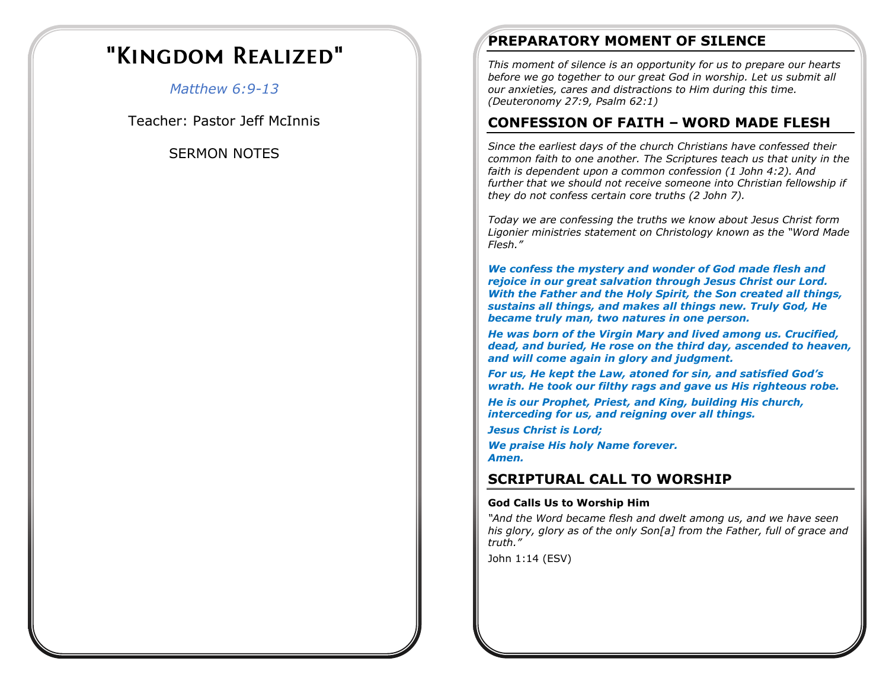# "Kingdom Realized"

*Matthew 6:9-13*

Teacher: Pastor Jeff McInnis

SERMON NOTES

## PREPARATORY MOMENT OF SILENCE

*This moment of silence is an opportunity for us to prepare our hearts before we go together to our great God in worship. Let us submit all our anxieties, cares and distractions to Him during this time. (Deuteronomy 27:9, Psalm 62:1)*

## CONFESSION OF FAITH – WORD MADE FLESH

*Since the earliest days of the church Christians have confessed their common faith to one another. The Scriptures teach us that unity in the faith is dependent upon a common confession (1 John 4:2). And further that we should not receive someone into Christian fellowship if they do not confess certain core truths (2 John 7).*

*Today we are confessing the truths we know about Jesus Christ form Ligonier ministries statement on Christology known as the "Word Made Flesh."*

***We confess the mystery and wonder of God made flesh and rejoice in our great salvation through Jesus Christ our Lord. With the Father and the Holy Spirit, the Son created all things, sustains all things, and makes all things new. Truly God, He became truly man, two natures in one person.***

***He was born of the Virgin Mary and lived among us. Crucified, dead, and buried, He rose on the third day, ascended to heaven, and will come again in glory and judgment.***

***For us, He kept the Law, atoned for sin, and satisfied God's wrath. He took our filthy rags and gave us His righteous robe.***

***He is our Prophet, Priest, and King, building His church, interceding for us, and reigning over all things.***

***Jesus Christ is Lord;***

***We praise His holy Name forever.***
***Amen.***

## SCRIPTURAL CALL TO WORSHIP

**God Calls Us to Worship Him**

*"And the Word became flesh and dwelt among us, and we have seen his glory, glory as of the only Son[a] from the Father, full of grace and truth."*

John 1:14 (ESV)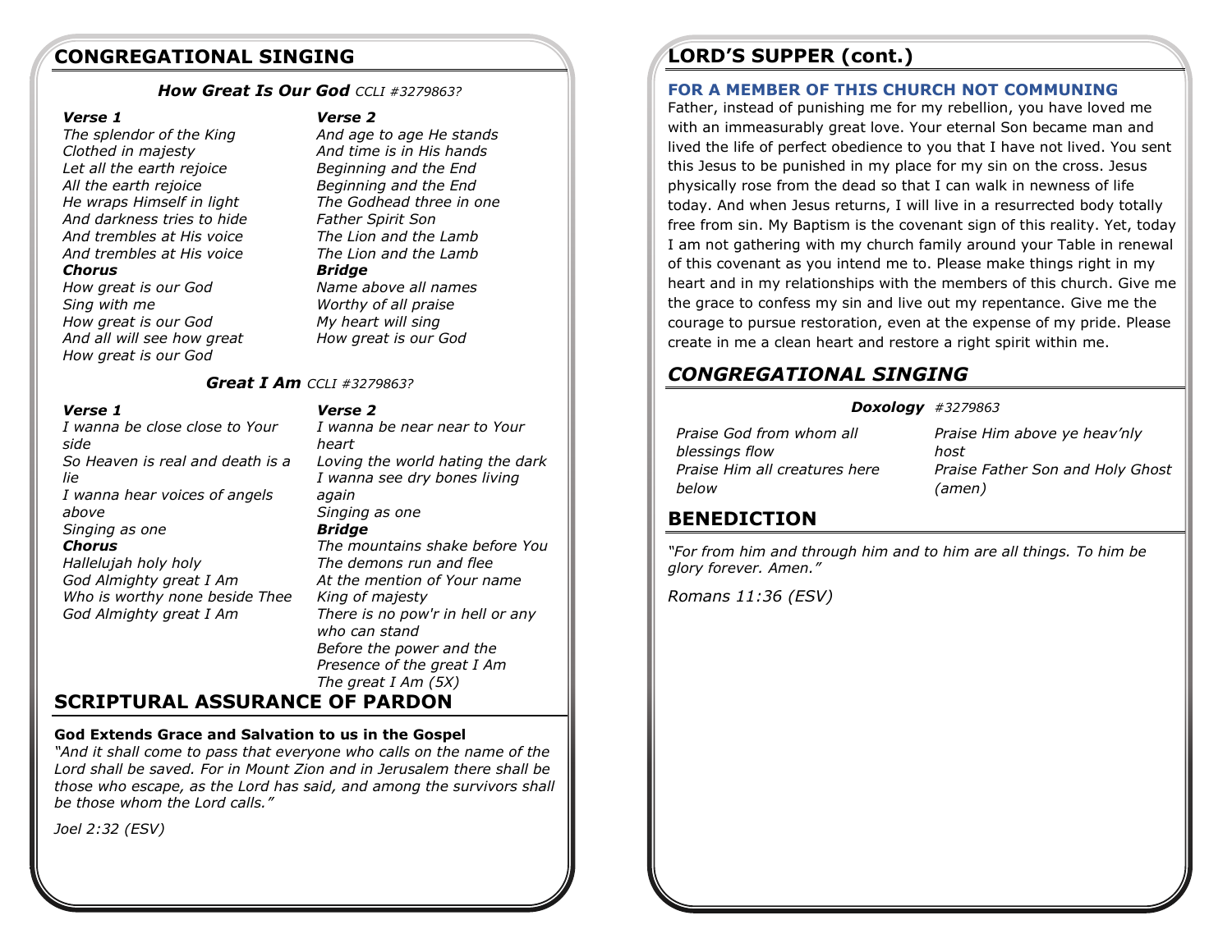## CONGREGATIONAL SINGING

***How Great Is Our God*** *CCLI #3279863?*

***Verse 1***
*The splendor of the King*
*Clothed in majesty*
*Let all the earth rejoice*
*All the earth rejoice*
*He wraps Himself in light*
*And darkness tries to hide*
*And trembles at His voice*
*And trembles at His voice*

***Chorus***
*How great is our God*
*Sing with me*
*How great is our God*
*And all will see how great*
*How great is our God*

***Verse 2***
*And age to age He stands*
*And time is in His hands*
*Beginning and the End*
*Beginning and the End*
*The Godhead three in one*
*Father Spirit Son*
*The Lion and the Lamb*
*The Lion and the Lamb*

***Bridge***
*Name above all names*
*Worthy of all praise*
*My heart will sing*
*How great is our God*

***Great I Am*** *CCLI #3279863?*

***Verse 1***
*I wanna be close close to Your side*
*So Heaven is real and death is a lie*
*I wanna hear voices of angels above*
*Singing as one*

***Chorus***
*Hallelujah holy holy*
*God Almighty great I Am*
*Who is worthy none beside Thee*
*God Almighty great I Am*

***Verse 2***
*I wanna be near near to Your heart*
*Loving the world hating the dark*
*I wanna see dry bones living again*
*Singing as one*

***Bridge***
*The mountains shake before You*
*The demons run and flee*
*At the mention of Your name*
*King of majesty*
*There is no pow'r in hell or any who can stand*
*Before the power and the Presence of the great I Am*
*The great I Am (5X)*

## SCRIPTURAL ASSURANCE OF PARDON

**God Extends Grace and Salvation to us in the Gospel**
*"And it shall come to pass that everyone who calls on the name of the Lord shall be saved. For in Mount Zion and in Jerusalem there shall be those who escape, as the Lord has said, and among the survivors shall be those whom the Lord calls."*

*Joel 2:32 (ESV)*

## LORD'S SUPPER (cont.)

### FOR A MEMBER OF THIS CHURCH NOT COMMUNING

Father, instead of punishing me for my rebellion, you have loved me with an immeasurably great love. Your eternal Son became man and lived the life of perfect obedience to you that I have not lived. You sent this Jesus to be punished in my place for my sin on the cross. Jesus physically rose from the dead so that I can walk in newness of life today. And when Jesus returns, I will live in a resurrected body totally free from sin. My Baptism is the covenant sign of this reality. Yet, today I am not gathering with my church family around your Table in renewal of this covenant as you intend me to. Please make things right in my heart and in my relationships with the members of this church. Give me the grace to confess my sin and live out my repentance. Give me the courage to pursue restoration, even at the expense of my pride. Please create in me a clean heart and restore a right spirit within me.

## *CONGREGATIONAL SINGING*

***Doxology*** *#3279863*

*Praise God from whom all blessings flow*
*Praise Him all creatures here below*
*Praise Him above ye heav'nly host*
*Praise Father Son and Holy Ghost (amen)*

## BENEDICTION

*"For from him and through him and to him are all things. To him be glory forever. Amen."*

*Romans 11:36 (ESV)*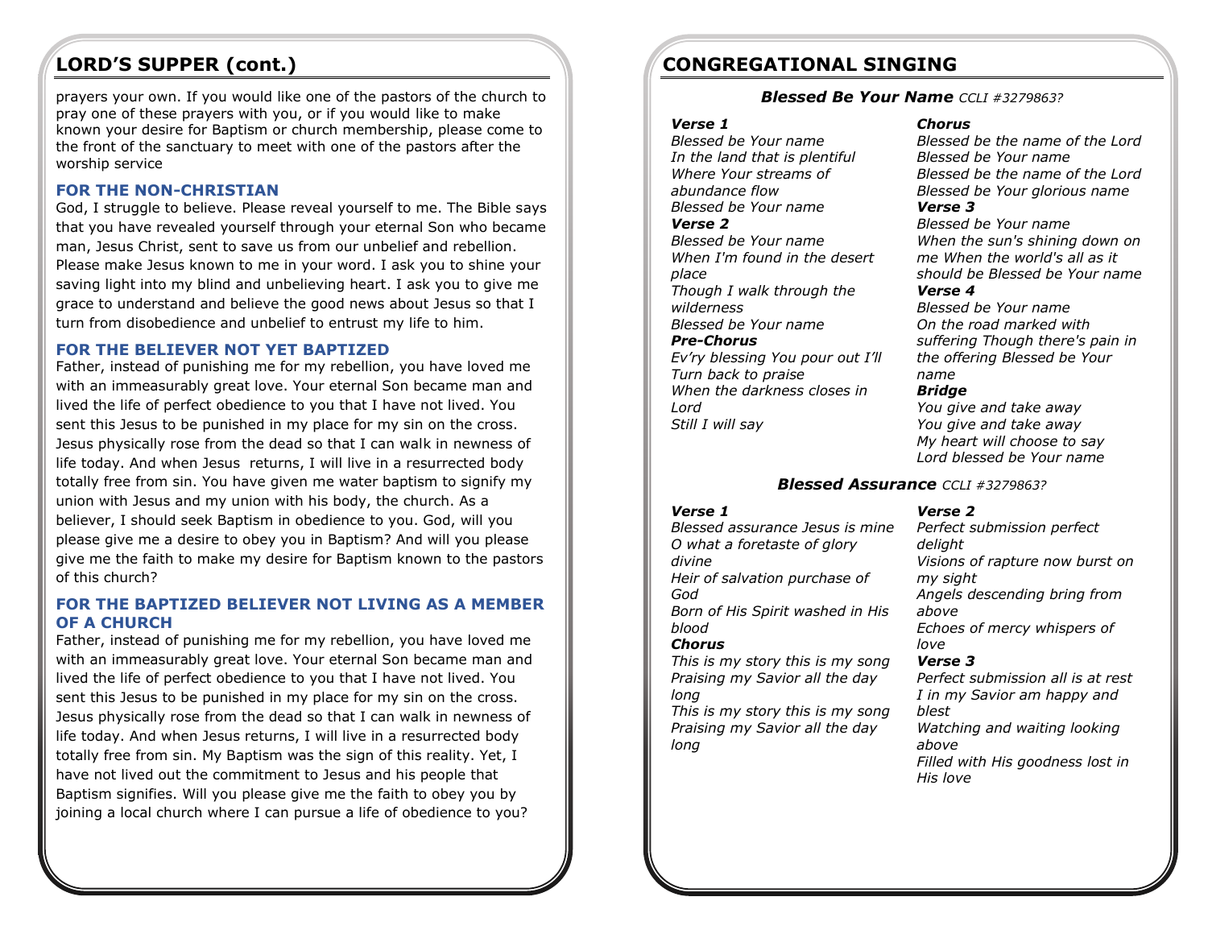## LORD'S SUPPER (cont.)

prayers your own. If you would like one of the pastors of the church to pray one of these prayers with you, or if you would like to make known your desire for Baptism or church membership, please come to the front of the sanctuary to meet with one of the pastors after the worship service

### FOR THE NON-CHRISTIAN

God, I struggle to believe. Please reveal yourself to me. The Bible says that you have revealed yourself through your eternal Son who became man, Jesus Christ, sent to save us from our unbelief and rebellion. Please make Jesus known to me in your word. I ask you to shine your saving light into my blind and unbelieving heart. I ask you to give me grace to understand and believe the good news about Jesus so that I turn from disobedience and unbelief to entrust my life to him.

### FOR THE BELIEVER NOT YET BAPTIZED

Father, instead of punishing me for my rebellion, you have loved me with an immeasurably great love. Your eternal Son became man and lived the life of perfect obedience to you that I have not lived. You sent this Jesus to be punished in my place for my sin on the cross. Jesus physically rose from the dead so that I can walk in newness of life today. And when Jesus returns, I will live in a resurrected body totally free from sin. You have given me water baptism to signify my union with Jesus and my union with his body, the church. As a believer, I should seek Baptism in obedience to you. God, will you please give me a desire to obey you in Baptism? And will you please give me the faith to make my desire for Baptism known to the pastors of this church?

### FOR THE BAPTIZED BELIEVER NOT LIVING AS A MEMBER OF A CHURCH

Father, instead of punishing me for my rebellion, you have loved me with an immeasurably great love. Your eternal Son became man and lived the life of perfect obedience to you that I have not lived. You sent this Jesus to be punished in my place for my sin on the cross. Jesus physically rose from the dead so that I can walk in newness of life today. And when Jesus returns, I will live in a resurrected body totally free from sin. My Baptism was the sign of this reality. Yet, I have not lived out the commitment to Jesus and his people that Baptism signifies. Will you please give me the faith to obey you by joining a local church where I can pursue a life of obedience to you?

## CONGREGATIONAL SINGING

### *Blessed Be Your Name* *CCLI #3279863?*

***Verse 1***
*Blessed be Your name*
*In the land that is plentiful*
*Where Your streams of abundance flow*
*Blessed be Your name*

***Verse 2***
*Blessed be Your name*
*When I'm found in the desert place*
*Though I walk through the wilderness*
*Blessed be Your name*

***Pre-Chorus***
*Ev'ry blessing You pour out I'll*
*Turn back to praise*
*When the darkness closes in Lord*
*Still I will say*

***Chorus***
*Blessed be the name of the Lord*
*Blessed be Your name*
*Blessed be the name of the Lord*
*Blessed be Your glorious name*

***Verse 3***
*Blessed be Your name*
*When the sun's shining down on me When the world's all as it should be Blessed be Your name*

***Verse 4***
*Blessed be Your name*
*On the road marked with suffering Though there's pain in the offering Blessed be Your name*

***Bridge***
*You give and take away*
*You give and take away*
*My heart will choose to say*
*Lord blessed be Your name*

### *Blessed Assurance* *CCLI #3279863?*

***Verse 1***
*Blessed assurance Jesus is mine*
*O what a foretaste of glory divine*
*Heir of salvation purchase of God*
*Born of His Spirit washed in His blood*

***Chorus***
*This is my story this is my song*
*Praising my Savior all the day long*
*This is my story this is my song*
*Praising my Savior all the day long*

***Verse 2***
*Perfect submission perfect delight*
*Visions of rapture now burst on my sight*
*Angels descending bring from above*
*Echoes of mercy whispers of love*

***Verse 3***
*Perfect submission all is at rest*
*I in my Savior am happy and blest*
*Watching and waiting looking above*
*Filled with His goodness lost in His love*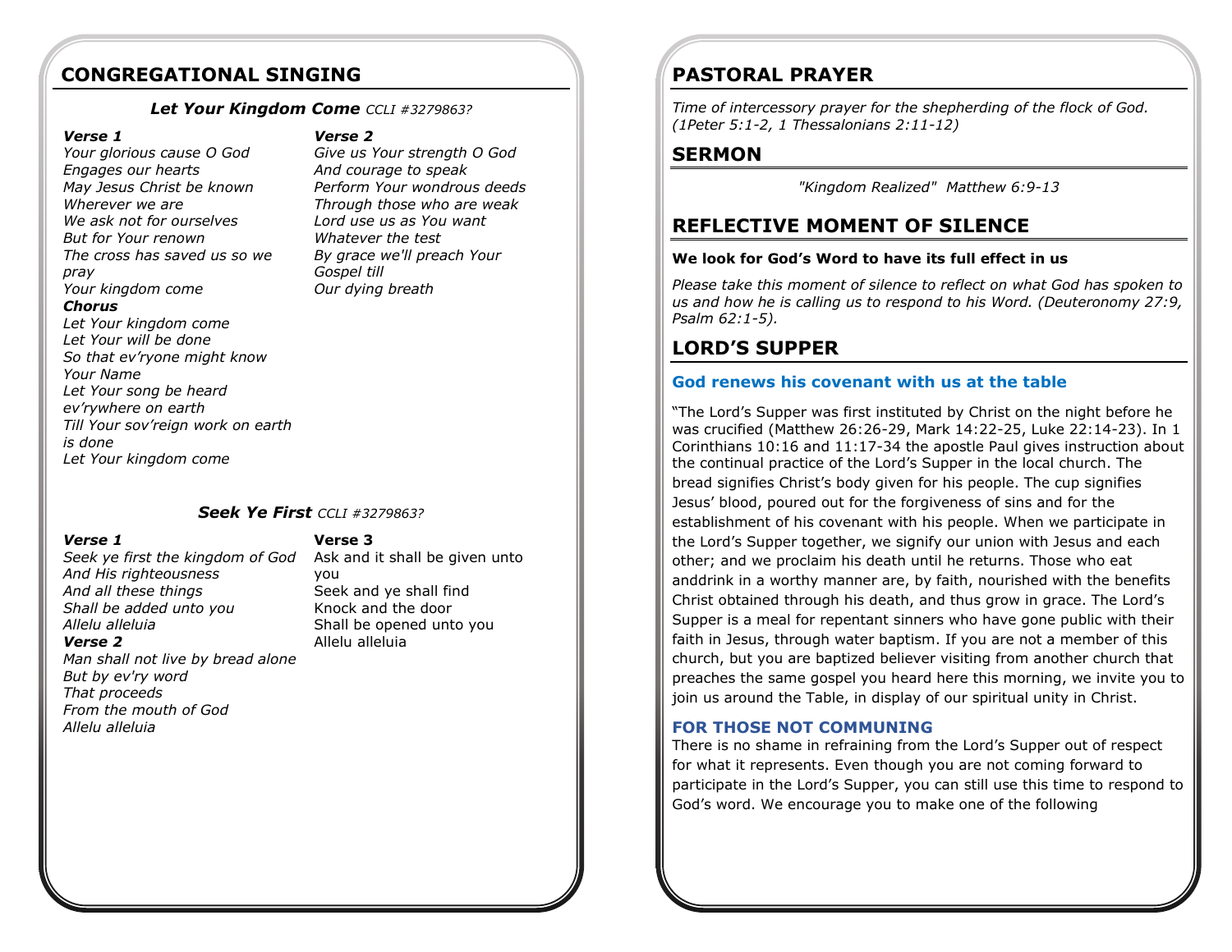## CONGREGATIONAL SINGING

***Let Your Kingdom Come*** *CCLI #3279863?*

***Verse 1***
*Your glorious cause O God*
*Engages our hearts*
*May Jesus Christ be known*
*Wherever we are*
*We ask not for ourselves*
*But for Your renown*
*The cross has saved us so we pray*
*Your kingdom come*

***Chorus***
*Let Your kingdom come*
*Let Your will be done*
*So that ev'ryone might know Your Name*
*Let Your song be heard ev'rywhere on earth*
*Till Your sov'reign work on earth is done*
*Let Your kingdom come*

***Verse 2***
*Give us Your strength O God*
*And courage to speak*
*Perform Your wondrous deeds*
*Through those who are weak*
*Lord use us as You want*
*Whatever the test*
*By grace we'll preach Your Gospel till*
*Our dying breath*

***Seek Ye First*** *CCLI #3279863?*

***Verse 1***
*Seek ye first the kingdom of God*
*And His righteousness*
*And all these things*
*Shall be added unto you*
*Allelu alleluia*

***Verse 2***
*Man shall not live by bread alone*
*But by ev'ry word*
*That proceeds*
*From the mouth of God*
*Allelu alleluia*

**Verse 3**
Ask and it shall be given unto you
Seek and ye shall find
Knock and the door
Shall be opened unto you
Allelu alleluia

## PASTORAL PRAYER

*Time of intercessory prayer for the shepherding of the flock of God. (1Peter 5:1-2, 1 Thessalonians 2:11-12)*

## SERMON

*"Kingdom Realized" Matthew 6:9-13*

## REFLECTIVE MOMENT OF SILENCE

**We look for God's Word to have its full effect in us**

*Please take this moment of silence to reflect on what God has spoken to us and how he is calling us to respond to his Word. (Deuteronomy 27:9, Psalm 62:1-5).*

## LORD'S SUPPER

### God renews his covenant with us at the table

"The Lord's Supper was first instituted by Christ on the night before he was crucified (Matthew 26:26-29, Mark 14:22-25, Luke 22:14-23). In 1 Corinthians 10:16 and 11:17-34 the apostle Paul gives instruction about the continual practice of the Lord's Supper in the local church. The bread signifies Christ's body given for his people. The cup signifies Jesus' blood, poured out for the forgiveness of sins and for the establishment of his covenant with his people. When we participate in the Lord's Supper together, we signify our union with Jesus and each other; and we proclaim his death until he returns. Those who eat anddrink in a worthy manner are, by faith, nourished with the benefits Christ obtained through his death, and thus grow in grace. The Lord's Supper is a meal for repentant sinners who have gone public with their faith in Jesus, through water baptism. If you are not a member of this church, but you are baptized believer visiting from another church that preaches the same gospel you heard here this morning, we invite you to join us around the Table, in display of our spiritual unity in Christ.

### FOR THOSE NOT COMMUNING

There is no shame in refraining from the Lord's Supper out of respect for what it represents. Even though you are not coming forward to participate in the Lord's Supper, you can still use this time to respond to God's word. We encourage you to make one of the following